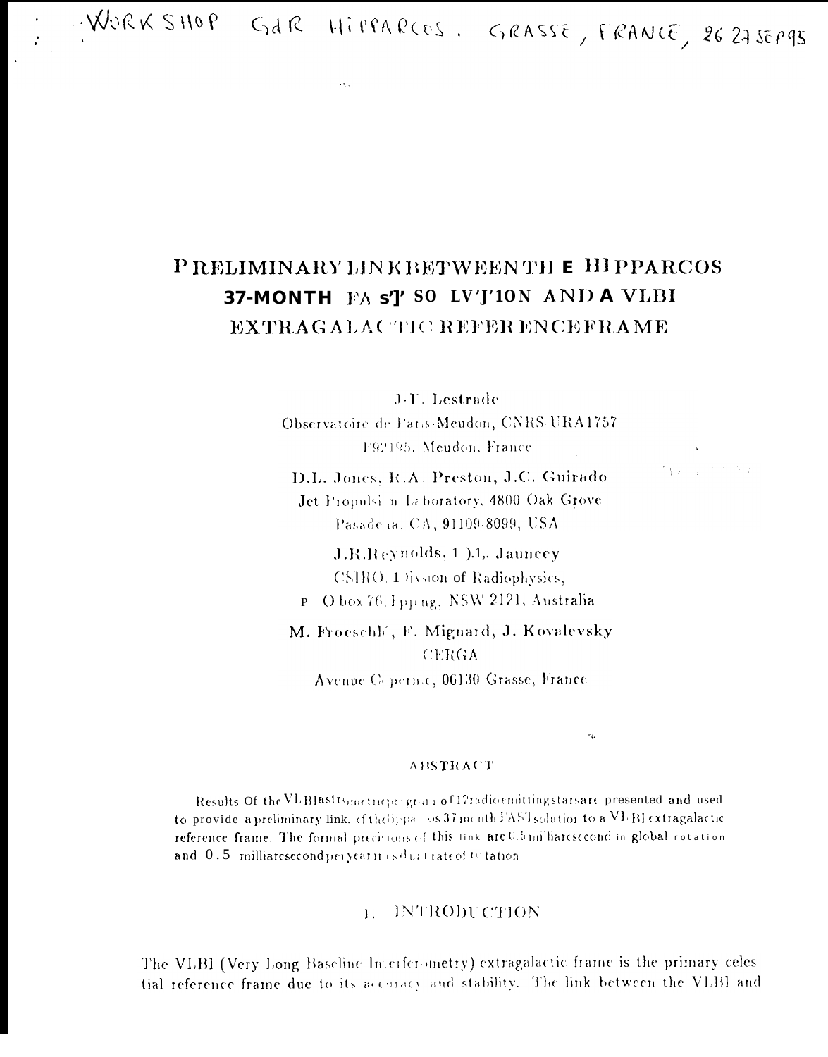WORKSHOP GdR HIPPARCOS. GRASSE, FRANCE, 26 27 SEP 95

# PRELIMINARY LINK BETWEEN THE HIPPARCOS 37-MONTH FAST SOLUTION AND A VLBI EXTRAGALACTIC REFERENCE FRAME

J.-F. Lestrade
Observatoire de Paris-Meudon, CNRS-URA1757
F92195, Meudon, France

D.L. Jones, R.A. Preston, J.C. Guirado
Jet Propulsion Laboratory, 4800 Oak Grove
Pasadena, CA, 91109-8099, USA

J.R. Reynolds, D.L. Jauncey
CSIRO, Division of Radiophysics,
P O box 76, Epping, NSW 2121, Australia

M. Froeschlé, F. Mignard, J. Kovalevsky
CERGA
Avenue Copernic, 06130 Grasse, France

### ABSTRACT

Results of the VLBI astrometric program of 12 radio emitting stars are presented and used to provide a preliminary link of the Hipparcos 37 month FAST solution to a VLBI extragalactic reference frame. The formal precisions of this link are 0.5 milliarcsecond in global rotation and 0.5 milliarcsecond per year in residual rate of rotation.

## 1. INTRODUCTION

The VLBI (Very Long Baseline Interferometry) extragalactic frame is the primary celestial reference frame due to its accuracy and stability. The link between the VLBI and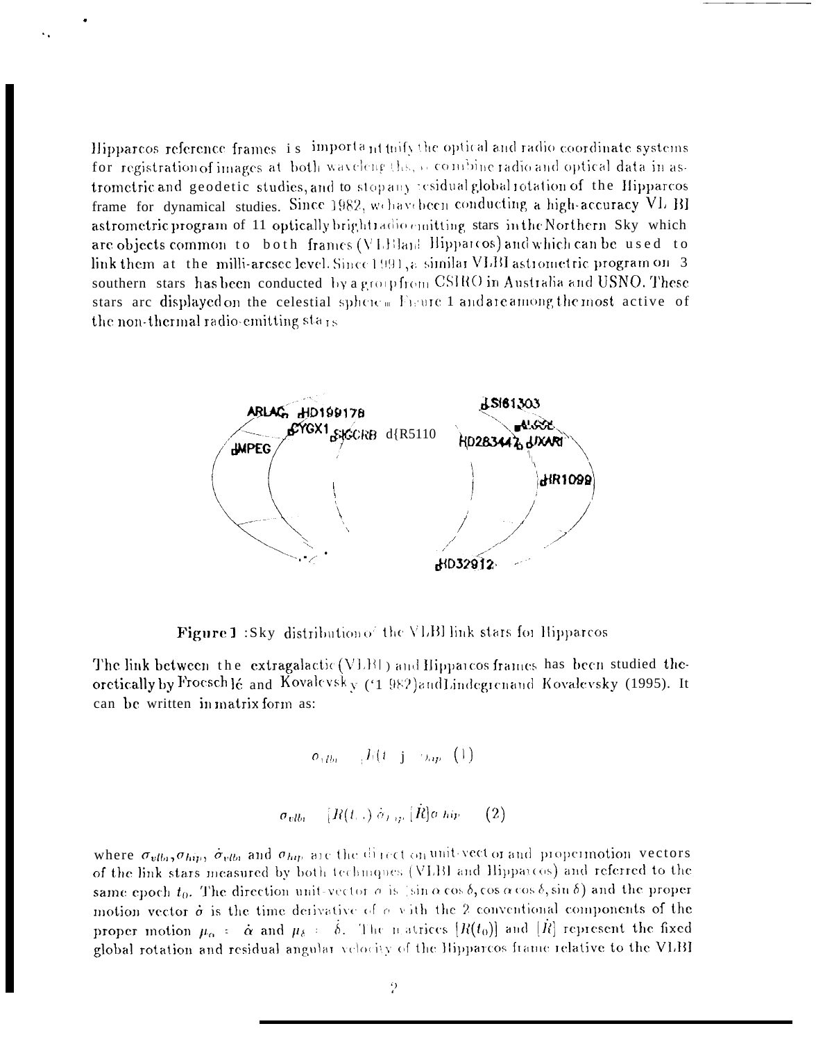Hipparcos reference frames is important to unify the optical and radio coordinate systems for registration of images at both wavelengths, to combine radio and optical data in astrometric and geodetic studies, and to stop any residual global rotation of the Hipparcos frame for dynamical studies. Since 1982, we have been conducting a high-accuracy VLBI astrometric program of 11 optically bright radio-emitting stars in the Northern Sky which are objects common to both frames (VLBI and Hipparcos) and which can be used to link them at the milli-arcsec level. Since 1991, a similar VLBI astrometric program on 3 southern stars has been conducted by a group from CSIRO in Australia and USNO. These stars are displayed on the celestial sphere in Figure 1 and are among the most active of the non-thermal radio-emitting stars.

ARLAC HD199178 CYGX1 SIGCRB d{R5110 IMPEG SI61303 ALGOL HD283447 UXARI HR1099 HD32912

**Figure 1** :Sky distribution of the VLBI link stars for Hipparcos

The link between the extragalactic (VLBI) and Hipparcos frames has been studied theoretically by Froeschlé and Kovalevsky (1982) and Lindegren and Kovalevsky (1995). It can be written in matrix form as:

$$\sigma_{vlbi} \quad [R(t_0)] \sigma_{hip} \quad (1)$$

$$\dot{\sigma}_{vlbi} \quad [R(t_0)] \dot{\sigma}_{hip} \; [\dot{R}] \sigma_{hip} \quad (2)$$

where $\sigma_{vlbi}, \sigma_{hip}$, $\dot{\sigma}_{vlbi}$ and $\dot{\sigma}_{hip}$ are the direction unit-vector and proper motion vectors of the link stars measured by both techniques (VLBI and Hipparcos) and referred to the same epoch $t_0$. The direction unit-vector $\sigma$ is $(\sin\alpha\cos\delta, \cos\alpha\cos\delta, \sin\delta)$ and the proper motion vector $\dot{\sigma}$ is the time derivative of $\sigma$ with the 2 conventional components of the proper motion $\mu_\alpha = \dot{\alpha}$ and $\mu_\delta = \dot{\delta}$. The matrices $[R(t_0)]$ and $[\dot{R}]$ represent the fixed global rotation and residual angular velocity of the Hipparcos frame relative to the VLBI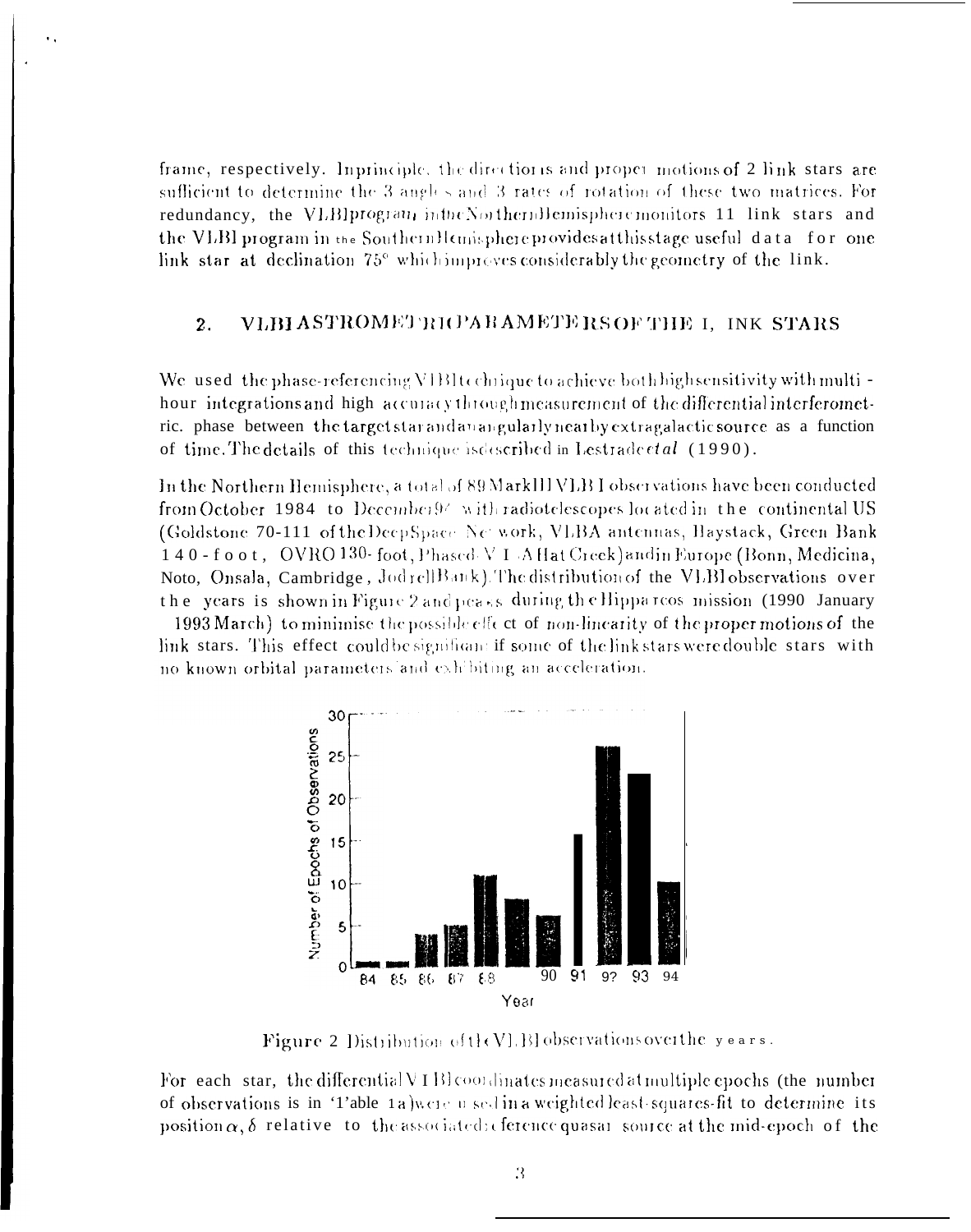frame, respectively. In principle, the directions and proper motions of 2 link stars are sufficient to determine the 3 angles and 3 rates of rotation of these two matrices. For redundancy, the VLBI program in the Northern Hemisphere monitors 11 link stars and the VLBI program in the Southern Hemisphere provides at this stage useful data for one link star at declination 75° which improves considerably the geometry of the link.

## 2. VLBI ASTROMETRIC PARAMETERS OF THE LINK STARS

We used the phase-referencing VLBI technique to achieve both high sensitivity with multi-hour integrations and high accuracy through measurement of the differential interferometric. phase between the target star and an angularly nearby extragalactic source as a function of time. The details of this technique is described in Lestrade *et al* (1990).

In the Northern Hemisphere, a total of 89 MarkIII VLBI observations have been conducted from October 1984 to December 94 with radiotelescopes located in the continental US (Goldstone 70-m of the Deep Space Network, VLBA antennas, Haystack, Green Bank 140-foot, OVRO 130-foot, Phased VLA Hat Creek) and in Europe (Bonn, Medicina, Noto, Onsala, Cambridge, Jodrell Bank). The distribution of the VLBI observations over the years is shown in Figure 2 and peaks during the Hipparcos mission (1990 January 1993 March) to minimise the possible effect of non-linearity of the proper motions of the link stars. This effect could be significant if some of the link stars were double stars with no known orbital parameters and exhibiting an acceleration.

Figure 2 Distribution of the VLBI observations over the years.

For each star, the differential VLBI coordinates measured at multiple epochs (the number of observations is in Table 1a) were used in a weighted least-squares-fit to determine its position $\alpha, \delta$ relative to the associated reference quasar source at the mid-epoch of the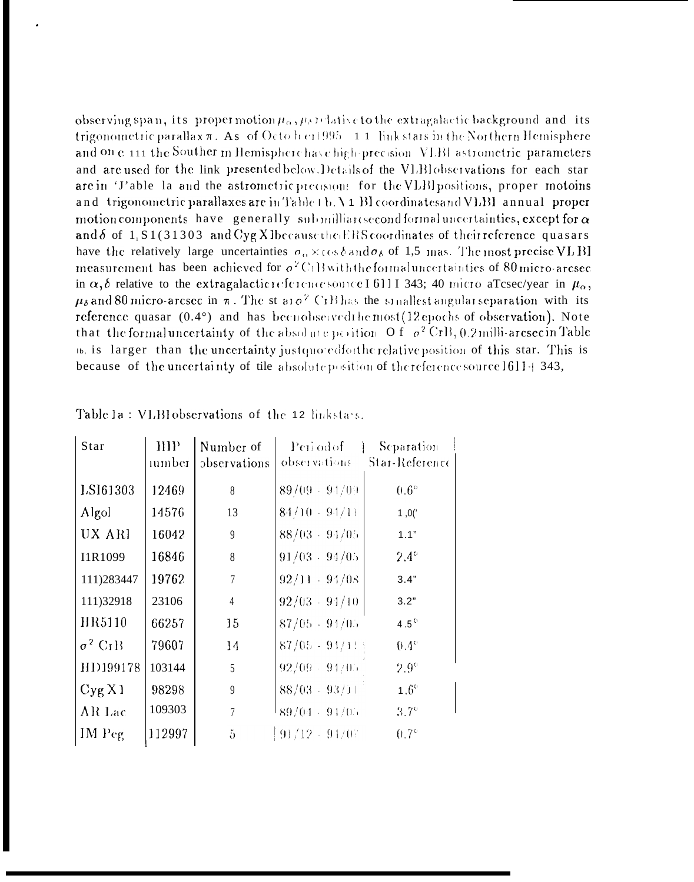observing span, its proper motion $\mu_\alpha$, $\mu_\delta$ relative to the extragalactic background and its trigonometric parallax $\pi$. As of October 1995 11 link stars in the Northern Hemisphere and one in the Southern Hemisphere have high-precision VLBI astrometric parameters and are used for the link presented below. Details of the VLBI observations for each star are in Table 1a and the astrometric precisions for the VLBI positions, proper motions and trigonometric parallaxes are in Table 1b. VLBI coordinates and VLBI annual proper motion components have generally submilliarcsecond formal uncertainties, except for $\alpha$ and $\delta$ of LSI 61303 and Cyg X1 because the IERS coordinates of their reference quasars have the relatively large uncertainties $\sigma_\alpha \times \cos\delta$ and $\sigma_\delta$ of 1,5 mas. The most precise VLBI measurement has been achieved for $\sigma^2$ CrB with the formal uncertainties of 80 micro-arcsec in $\alpha, \delta$ relative to the extragalactic reference source 1611 343; 40 micro arcsec/year in $\mu_\alpha$, $\mu_\delta$ and 80 micro-arcsec in $\pi$. The star $\sigma^2$ CrB has the smallest angular separation with its reference quasar (0.4°) and has been observed the most (12 epochs of observation). Note that the formal uncertainty of the absolute position of $\sigma^2$ CrB, 0.2 milli-arcsec in Table 1b, is larger than the uncertainty just quoted for the relative position of this star. This is because of the uncertainty of the absolute position of the reference source 1611+343,

Table 1a: VLBI observations of the 12 link stars.

| Star | HIP number | Number of observations | Period of observations | Separation Star-Reference |
|---|---|---|---|---|
| LSI61303 | 12469 | 8 | 89/09 - 94/09 | 0.6° |
| Algol | 14576 | 13 | 84/10 - 94/11 | 1.0° |
| UX ARI | 16042 | 9 | 88/03 - 94/05 | 1.1° |
| HR1099 | 16846 | 8 | 91/03 - 94/05 | 2.4° |
| HD283447 | 19762 | 7 | 92/11 - 94/08 | 3.4° |
| HD32918 | 23106 | 4 | 92/03 - 94/10 | 3.2° |
| HR5110 | 66257 | 15 | 87/05 - 94/05 | 4.5° |
| $\sigma^2$ CrB | 79607 | 14 | 87/05 - 94/11 | 0.4° |
| HD199178 | 103144 | 5 | 92/09 - 94/05 | 2.9° |
| Cyg X1 | 98298 | 9 | 88/03 - 93/11 | 1.6° |
| AR Lac | 109303 | 7 | 89/04 - 94/05 | 3.7° |
| IM Peg | 112997 | 5 | 91/12 - 94/07 | 0.7° |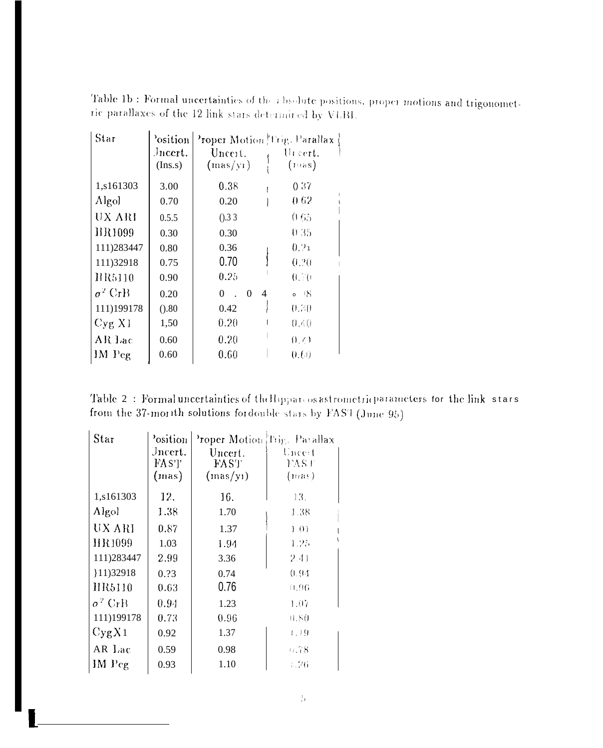Table 1b : Formal uncertainties of the absolute positions, proper motions and trigonometric parallaxes of the 12 link stars determined by VLBI.

| Star | Position Uncert. (mas) | Proper Motion Uncert. (mas/yr) | Trig. Parallax Uncert. (mas) |
|---|---|---|---|
| LS I61303 | 3.00 | 0.38 | 0.37 |
| Algol | 0.70 | 0.20 | 0.62 |
| UX ARI | 0.55 | 0.33 | 0.65 |
| HR1099 | 0.30 | 0.30 | 0.35 |
| HD283447 | 0.80 | 0.36 | 0.21 |
| HD32918 | 0.75 | 0.70 | 0.20 |
| HR5110 | 0.90 | 0.25 | 0.70 |
| $\sigma^2$ CrB | 0.20 | 0.04 | 0.08 |
| HD199178 | 0.80 | 0.42 | 0.30 |
| Cyg X1 | 1,50 | 0.20 | 0.40 |
| AR Lac | 0.60 | 0.20 | 0.41 |
| IM Peg | 0.60 | 0.60 | 0.60 |

Table 2 : Formal uncertainties of the Hipparcos astrometric parameters for the link stars from the 37-month solutions for double stars by FAST (June 95)

| Star | Position Uncert. FAST (mas) | Proper Motion Uncert. FAST (mas/yr) | Trig. Parallax Uncert. FAST (mas) |
|---|---|---|---|
| LS I61303 | 12. | 16. | 13. |
| Algol | 1.38 | 1.70 | 1.38 |
| UX ARI | 0.87 | 1.37 | 1.01 |
| HR1099 | 1.03 | 1.94 | 1.25 |
| HD283447 | 2.99 | 3.36 | 2.41 |
| HD32918 | 0.?3 | 0.74 | 0.94 |
| HR5110 | 0.63 | 0.76 | 0.96 |
| $\sigma^2$ CrB | 0.94 | 1.23 | 1.07 |
| HD199178 | 0.73 | 0.96 | 0.80 |
| CygX1 | 0.92 | 1.37 | 1.19 |
| AR Lac | 0.59 | 0.98 | 0.78 |
| IM Peg | 0.93 | 1.10 | 1.26 |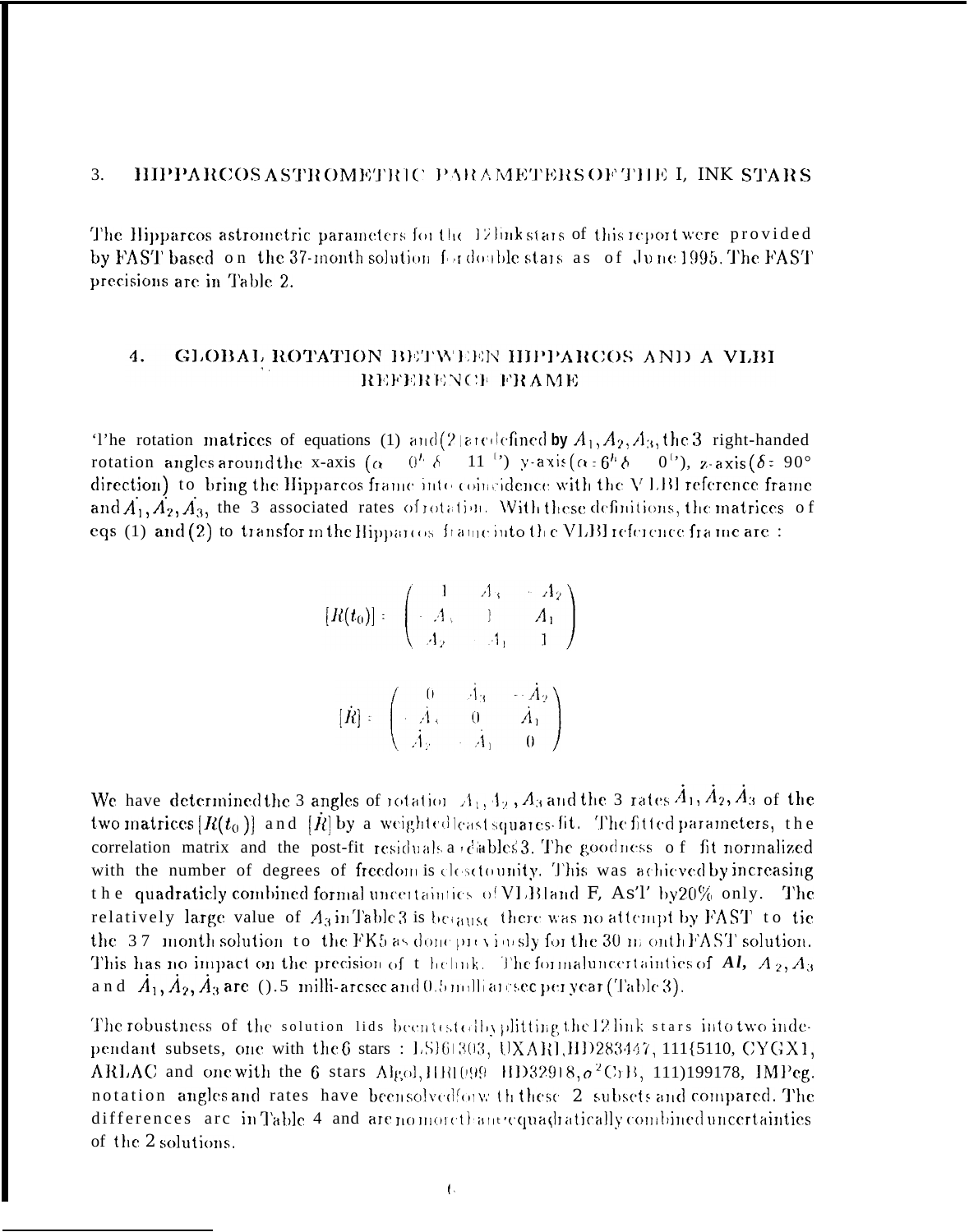## 3. HIPPARCOS ASTROMETRIC PARAMETERS OF THE LINK STARS

The Hipparcos astrometric parameters for the 12 link stars of this report were provided by FAST based on the 37-month solution for double stars as of June 1995. The FAST precisions are in Table 2.

## 4. GLOBAL ROTATION BETWEEN HIPPARCOS AND A VLBI REFERENCE FRAME

The rotation matrices of equations (1) and (2) are defined by $A_1, A_2, A_3$, the 3 right-handed rotation angles around the x-axis ($\alpha = 0^h$ $\delta = 0°$) y-axis ($\alpha = 6^h$ $\delta = 0°$), z-axis ($\delta = 90°$ direction) to bring the Hipparcos frame into coincidence with the VLBI reference frame and $\dot{A}_1, \dot{A}_2, \dot{A}_3$, the 3 associated rates of rotation. With these definitions, the matrices of eqs (1) and (2) to transform the Hipparcos frame into the VLBI reference frame are :

$$[R(t_0)] = \begin{pmatrix} 1 & A_3 & -A_2 \\ -A_3 & 1 & A_1 \\ A_2 & -A_1 & 1 \end{pmatrix}$$

$$[\dot{R}] = \begin{pmatrix} 0 & \dot{A}_3 & -\dot{A}_2 \\ -\dot{A}_3 & 0 & \dot{A}_1 \\ \dot{A}_2 & -\dot{A}_1 & 0 \end{pmatrix}$$

We have determined the 3 angles of rotation $A_1, A_2, A_3$ and the 3 rates $\dot{A}_1, \dot{A}_2, \dot{A}_3$ of the two matrices $[R(t_0)]$ and $[\dot{R}]$ by a weighted least squares-fit. The fitted parameters, the correlation matrix and the post-fit residuals are in Tables 3. The goodness of fit normalized with the number of degrees of freedom is close to unity. This was achieved by increasing the quadraticly combined formal uncertainties of VLBI and FAST by 20% only. The relatively large value of $A_3$ in Table 3 is because there was no attempt by FAST to tie the 37 month solution to the FK5 as done previously for the 30 month FAST solution. This has no impact on the precision of the link. The formal uncertainties of $A_1$, $A_2, A_3$ and $\dot{A}_1, \dot{A}_2, \dot{A}_3$ are 0.5 milli-arcsec and 0.5 milli-arcsec per year (Table 3).

The robustness of the solution has been tested by splitting the 12 link stars into two independent subsets, one with the 6 stars : LSI61303, UXARI, HD283447, HD5110, CYGX1, ARLAC and one with the 6 stars Algol, HR1099, HD32918, $\sigma^2$CrB, HD199178, IMPeg. Rotation angles and rates have been solved for with these 2 subsets and compared. The differences are in Table 4 and are no more than the quadratically combined uncertainties of the 2 solutions.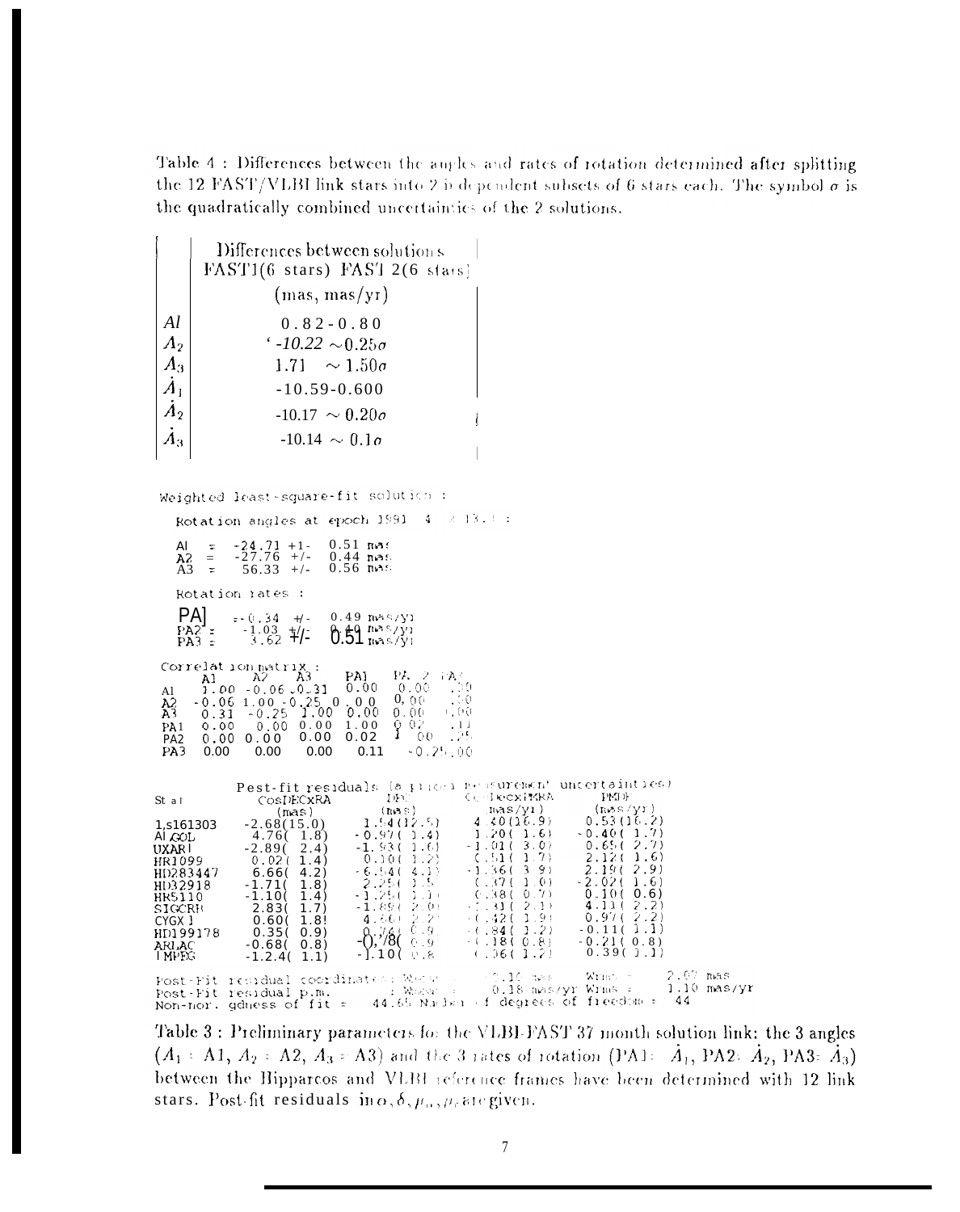Table 4 : Differences between the angles and rates of rotation determined after splitting the 12 FAST/VLBI link stars into 2 independent subsets of 6 stars each. The symbol $\sigma$ is the quadratically combined uncertainties of the 2 solutions.

| | Differences between solutions FAST1(6 stars) FAST 2(6 stars) (mas, mas/yr) |
|---|---|
| $A_1$ | 0.82 ~ 0.80 |
| $A_2$ | -10.22 $\sim 0.25\sigma$ |
| $A_3$ | 1.71 $\sim 1.50\sigma$ |
| $\dot{A}_1$ | -10.59 ~ 0.60 |
| $\dot{A}_2$ | -10.17 $\sim 0.20\sigma$ |
| $\dot{A}_3$ | -10.14 $\sim 0.1\sigma$ |

```
Weighted least-square-fit solution :

  Rotation angles at epoch 1991  4  2 13.  :

  A1  =  -24.71 +/-  0.51 mas
  A2  =  -27.76 +/-  0.44 mas
  A3  =   56.33 +/-  0.56 mas

  Rotation rates :

  PA1 =  -0.34  +/-  0.49 mas/yr
  PA2 =  -1.03  +/-  0.49 mas/yr
  PA3 =   3.62  +/-  0.51 mas/yr

Correlation matrix :
      A1     A2     A3     PA1    PA2    PA3
A1   1.00  -0.06  0.31   0.00   0.00   0.00
A2  -0.06  1.00  -0.25   0.00   0.00   0.00
A3   0.31  -0.25  1.00   0.00   0.00   0.00
PA1  0.00   0.00  0.00   1.00   0.02   0.11
PA2  0.00   0.00  0.00   0.02   1.00  -0.25
PA3  0.00   0.00  0.00   0.11  -0.25   1.00

        Post-fit residuals (a priori measurement uncertainties)
Star        CosDECxRA      DEC         CosDECxPMRA     PMDE
              (mas)       (mas)         (mas/yr)      (mas/yr)
LS161303   -2.68(15.0)   1.54(12.5)    4.40(16.9)    0.53(16.2)
ALGOL       4.76( 1.8)  -0.97( 1.4)    1.20( 1.6)   -0.40( 1.7)
UXARI      -2.89( 2.4)  -1.93( 1.6)   -1.01( 3.0)    0.65( 2.7)
HR1099      0.02( 1.4)   0.10( 1.2)    0.51( 1.7)    2.12( 1.6)
HD283447    6.66( 4.2)  -6.54( 4.1)   -1.36( 3.9)    2.19( 2.9)
HD32918    -1.71( 1.8)   2.25( 1.5)    0.37( 1.0)   -2.02( 1.6)
HR5110     -1.10( 1.4)  -1.25( 1.1)    0.38( 0.7)    0.10( 0.6)
SIGCRB      2.83( 1.7)  -1.89( 2.0)   -1.31( 2.1)    4.11( 2.2)
CYGX1       0.60( 1.8)   4.66( 2.2)   -0.42( 1.9)    0.97( 2.2)
HD199178    0.35( 0.9)   0.76( 0.9)   -0.84( 1.2)   -0.11( 1.1)
ARLAC      -0.68( 0.8)  -0.78( 0.9)   -0.18( 0.8)   -0.21( 0.8)
IMPEG      -1.24( 1.1)  -1.10( 0.8)    0.06( 1.2)    0.39( 1.1)

Post-Fit residual coordinates: Wmean =  0.10 mas     Wrms =  2.07 mas
Post-Fit residual p.m.       : Wmean =  0.18 mas/yr  Wrms =  1.10 mas/yr
Non-nor. goodness of fit =  44.65 Number of degrees of freedom =  44
```

Table 3 : Preliminary parameters for the VLBI-FAST 37 month solution link: the 3 angles ($A_1$ = A1, $A_2$ = A2, $A_3$ = A3) and the 3 rates of rotation (PA1= $\dot{A}_1$, PA2= $\dot{A}_2$, PA3= $\dot{A}_3$) between the Hipparcos and VLBI reference frames have been determined with 12 link stars. Post-fit residuals in $\alpha, \delta, \mu_\alpha, \mu_\delta$ are given.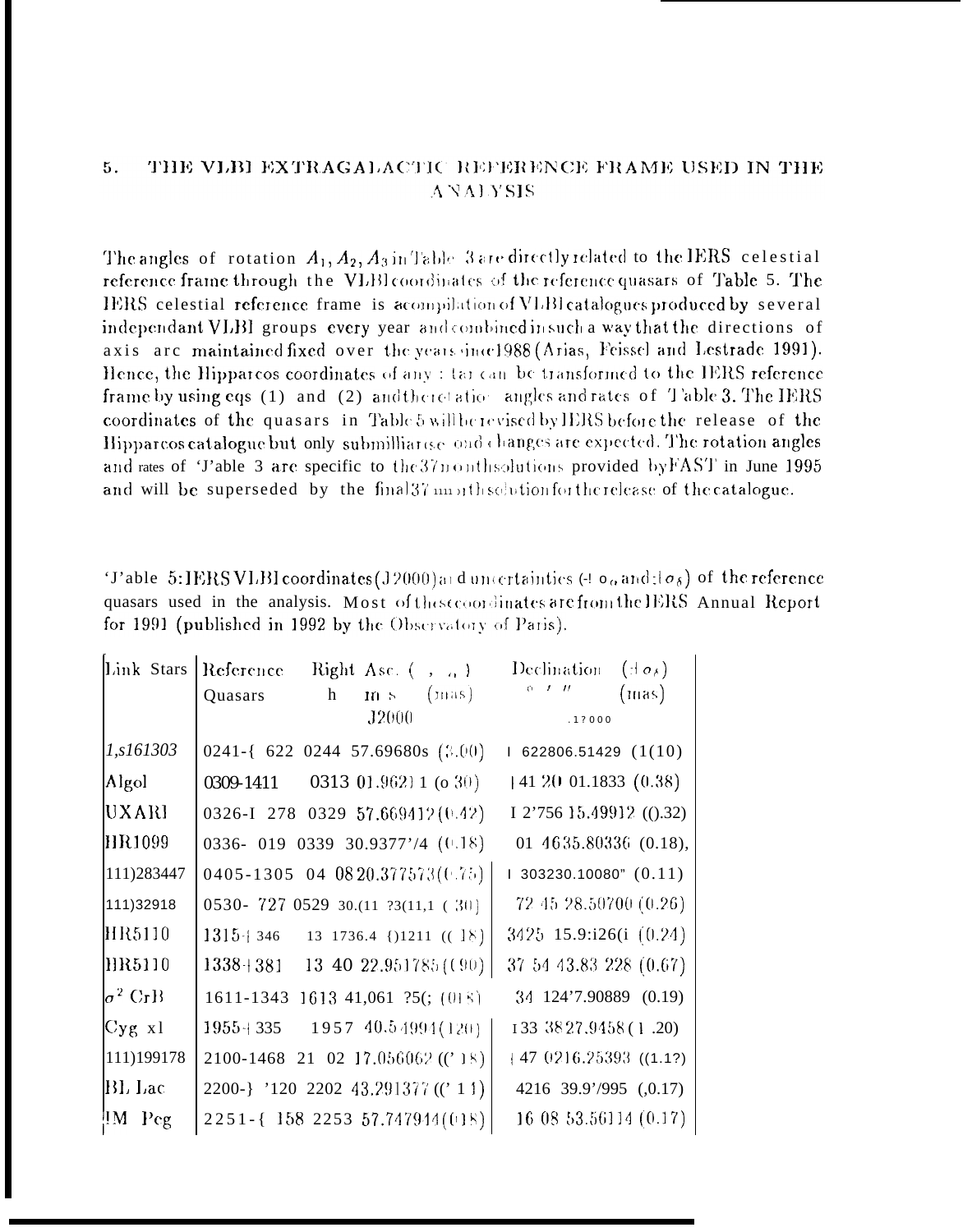## 5. THE VLBI EXTRAGALACTIC REFERENCE FRAME USED IN THE ANALYSIS

The angles of rotation $A_1, A_2, A_3$ in Table 3 are directly related to the IERS celestial reference frame through the VLBI coordinates of the reference quasars of Table 5. The IERS celestial reference frame is a compilation of VLBI catalogues produced by several independant VLBI groups every year and combined in such a way that the directions of axis are maintained fixed over the years since 1988 (Arias, Feissel and Lestrade 1991). Hence, the Hipparcos coordinates of any star can be transformed to the IERS reference frame by using eqs (1) and (2) and the rotation angles and rates of Table 3. The IERS coordinates of the quasars in Table 5 will be revised by IERS before the release of the Hipparcos catalogue but only submilliarcsecond changes are expected. The rotation angles and rates of Table 3 are specific to the 37 month solutions provided by FAST in June 1995 and will be superseded by the final 37 month solution for the release of the catalogue.

Table 5: IERS VLBI coordinates (J2000) and uncertainties ($\pm\sigma_\alpha$ and $\pm\sigma_\delta$) of the reference quasars used in the analysis. Most of these coordinates are from the IERS Annual Report for 1991 (published in 1992 by the Observatory of Paris).

| Link Stars | Reference Quasars | Right Asc. ($\pm\sigma_\alpha$) h m s (mas) J2000 | Declination ($\pm\sigma_\delta$) ° ′ ″ (mas) J2000 |
|---|---|---|---|
| *LS I61303* | 0241+622 | 02 44 57.69680s (3.00) | +62 28 06.51429 (1.00) |
| Algol | 0309+411 | 03 13 01.9621 1 (0.30) | +41 20 01.1833 (0.38) |
| UX ARI | 0326+278 | 03 29 57.669412 (0.42) | +27 56 15.49912 (0.32) |
| HR1099 | 0336-019 | 03 39 30.937774 (0.18) | 01 46 35.80336 (0.18), |
| HD283447 | 0405-1305 | 04 08 20.377573 (0.75) | +30 32 30.10080" (0.11) |
| HD32918 | 0530-727 | 05 29 30.(11 ?3(11,1 (30) | 72 45 28.50700 (0.26) |
| HR5110 | 1315+346 | 13 17 36.4 )1211 ((18) | 34 25 15.9:i26(i (0.24) |
| HR5110 | 1338+381 | 13 40 22.951785 ((90) | 37 54 43.83 228 (0.67) |
| $\sigma^2$ CrB | 1611+343 | 16 13 41,061 ?5(; (018) | 34 12 47.90889 (0.19) |
| Cyg x1 | 1955+335 | 19 57 40.54991 (120) | +33 38 27.9458 (1.20) |
| HD199178 | 2100+468 | 21 02 17.056062 ((18) | +47 02 16.25393 ((1.1?) |
| BL Lac | 2200+420 | 22 02 43.291377 ((11) | 42 16 39.97995 (0.17) |
| IM Peg | 2251+158 | 22 53 57.747944 (018) | 16 08 53.56114 (0.17) |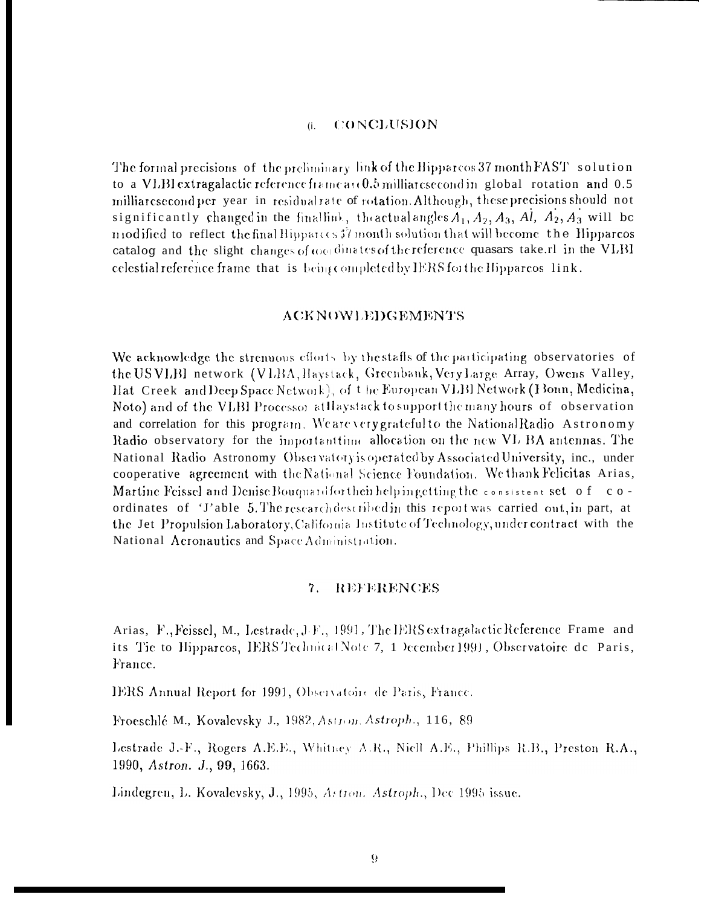## 6. CONCLUSION

The formal precisions of the preliminary link of the Hipparcos 37 month FAST solution to a VLBI extragalactic reference frame are 0.5 milliarcsecond in global rotation and 0.5 milliarcsecond per year in residual rate of rotation. Although, these precisions should not significantly changed in the final link, the actual angles $A_1$, $A_2$, $A_3$, $\dot{A_1}$, $\dot{A_2}$, $\dot{A_3}$ will be modified to reflect the final Hipparcos 37 month solution that will become the Hipparcos catalog and the slight changes of coordinates of the reference quasars taken in the VLBI celestial reference frame that is being completed by IERS for the Hipparcos link.

## ACKNOWLEDGEMENTS

We acknowledge the strenuous efforts by the staffs of the participating observatories of the US VLBI network (VLBA, Haystack, Greenbank, Very Large Array, Owens Valley, Hat Creek and Deep Space Network), of the European VLBI Network (Bonn, Medicina, Noto) and of the VLBI Processor at Haystack to support the many hours of observation and correlation for this program. We are very grateful to the National Radio Astronomy Radio observatory for the important time allocation on the new VLBA antennas. The National Radio Astronomy Observatory is operated by Associated University, inc., under cooperative agreement with the National Science Foundation. We thank Felicitas Arias, Martine Feissel and Denise Bouquard for their help in getting the consistent set of coordinates of Table 5. The research described in this report was carried out, in part, at the Jet Propulsion Laboratory, California Institute of Technology, under contract with the National Aeronautics and Space Administration.

## 7. REFERENCES

Arias, F., Feissel, M., Lestrade, J-F., 1991, The IERS extragalactic Reference Frame and its Tie to Hipparcos, IERS Technical Note 7, 1 December 1991, Observatoire de Paris, France.

IERS Annual Report for 1991, Observatoire de Paris, France.

Froeschlé M., Kovalevsky J., 1982, *Astron. Astroph.*, 116, 89

Lestrade J.-F., Rogers A.E.E., Whitney A.R., Niell A.E., Phillips R.B., Preston R.A., 1990, *Astron. J.*, **99**, 1663.

Lindegren, L. Kovalevsky, J., 1995, *Astron. Astroph.*, Dec 1995 issue.